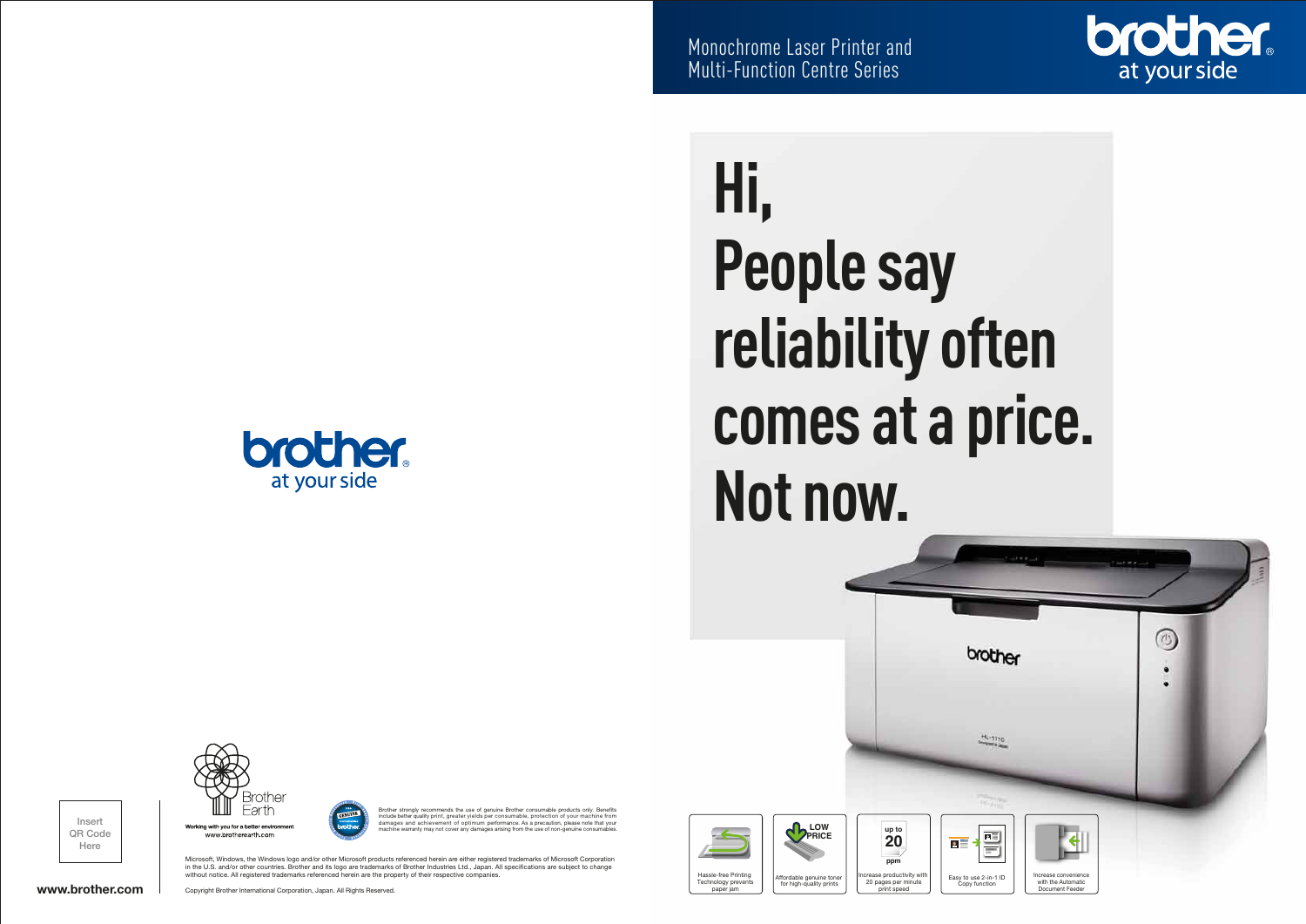Monochrome Laser Printer and
Multi-Function Centre Series

brother
at your side

# Hi,
# People say reliability often comes at a price. Not now.

Hassle-free Printing Technology prevents paper jam

LOW PRICE
Affordable genuine toner for high-quality prints

up to 20 ppm
Increase productivity with 20 pages per minute print speed

Easy to use 2-in-1 ID Copy function

Increase convenience with the Automatic Document Feeder

brother
at your side

Insert QR Code Here

Brother Earth
Working with you for a better environment
www.brotherearth.com

Brother strongly recommends the use of genuine Brother consumable products only. Benefits include better quality print, greater yields per consumable, protection of your machine from damages and achievement of optimum performance. As a precaution, please note that your machine warranty may not cover any damages arising from the use of non-genuine consumables.

Microsoft, Windows, the Windows logo and/or other Microsoft products referenced herein are either registered trademarks of Microsoft Corporation in the U.S. and/or other countries. Brother and its logo are trademarks of Brother Industries Ltd., Japan. All specifications are subject to change without notice. All registered trademarks referenced herein are the property of their respective companies.

www.brother.com

Copyright Brother International Corporation, Japan. All Rights Reserved.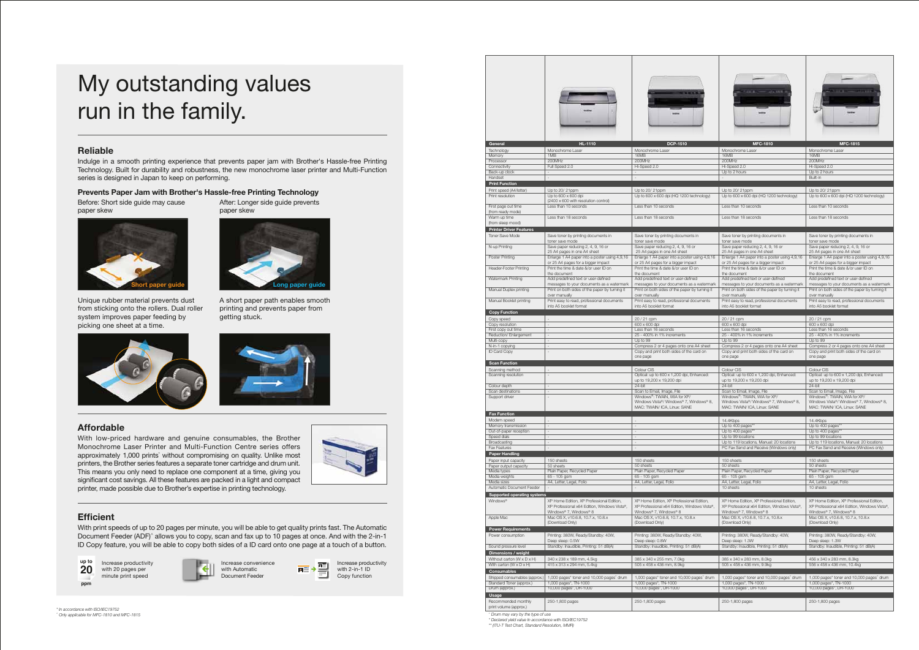# My outstanding values run in the family.

## Reliable

Indulge in a smooth printing experience that prevents paper jam with Brother's Hassle-free Printing Technology. Built for durability and robustness, the new monochrome laser printer and Multi-Function series is designed in Japan to keep on performing.

### Prevents Paper Jam with Brother's Hassle-free Printing Technology

Before: Short side guide may cause paper skew

Short paper guide

After: Longer side guide prevents paper skew

Long paper guide

Unique rubber material prevents dust from sticking onto the rollers. Dual roller system improves paper feeding by picking one sheet at a time.

A short paper path enables smooth printing and prevents paper from getting stuck.

## Affordable

With low-priced hardware and genuine consumables, the Brother Monochrome Laser Printer and Multi-Function Centre series offers approximately 1,000 prints* without compromising on quality. Unlike most printers, the Brother series features a separate toner cartridge and drum unit. This means you only need to replace one component at a time, giving you significant cost savings. All these features are packed in a light and compact printer, made possible due to Brother's expertise in printing technology.

## Efficient

With print speeds of up to 20 pages per minute, you will be able to get quality prints fast. The Automatic Document Feeder (ADF)^ allows you to copy, scan and fax up to 10 pages at once. And with the 2-in-1 ID Copy feature, you will be able to copy both sides of a ID card onto one page at a touch of a button.

up to 20 ppm — Increase productivity with 20 pages per minute print speed

Increase convenience with Automatic Document Feeder

Increase productivity with 2-in-1 ID Copy function

* In accordance with ISO/IEC19752
^ Only applicable for MFC-1810 and MFC-1815

| | HL-1110 | DCP-1510 | MFC-1810 | MFC-1815 |
|---|---|---|---|---|
| **General** | | | | |
| Technology | Monochrome Laser | Monochrome Laser | Monochrome Laser | Monochrome Laser |
| Memory | 1MB | 16MB | 16MB | 16MB |
| Processor | 200MHz | 200MHz | 200MHz | 200MHz |
| Connectivity | Full Speed 2.0 | Hi-Speed 2.0 | Hi-Speed 2.0 | Hi-Speed 2.0 |
| Back-up clock | - | - | Up to 2 hours | Up to 2 hours |
| Handset | - | - | - | Built-in |
| **Print Function** | | | | |
| Print speed (A4/letter) | Up to 20/ 21ppm | Up to 20/ 21ppm | Up to 20/ 21ppm | Up to 20/ 21ppm |
| Print resolution | Up to 600 x 600 dpi (2400 x 600 with resolution control) | Up to 600 x 600 dpi (HQ 1200 technology) | Up to 600 x 600 dpi (HQ 1200 technology) | Up to 600 x 600 dpi (HQ 1200 technology) |
| First page out time (from ready mode) | Less than 10 seconds | Less than 10 seconds | Less than 10 seconds | Less than 10 seconds |
| Warm up time (from sleep mode) | Less than 18 seconds | Less than 18 seconds | Less than 18 seconds | Less than 18 seconds |
| **Printer Driver Features** | | | | |
| Toner Save Mode | Save toner by printing documents in toner save mode | Save toner by printing documents in toner save mode | Save toner by printing documents in toner save mode | Save toner by printing documents in toner save mode |
| N-up Printing | Save paper reducing 2, 4, 9, 16 or 25 A4 pages in one A4 sheet | Save paper reducing 2, 4, 9, 16 or 25 A4 pages in one A4 sheet | Save paper reducing 2, 4, 9, 16 or 25 A4 pages in one A4 sheet | Save paper reducing 2, 4, 9, 16 or 25 A4 pages in one A4 sheet |
| Poster Printing | Enlarge 1 A4 paper into a poster using 4,9,16 or 25 A4 pages for a bigger impact | Enlarge 1 A4 paper into a poster using 4,9,16 or 25 A4 pages for a bigger impact | Enlarge 1 A4 paper into a poster using 4,9,16 or 25 A4 pages for a bigger impact | Enlarge 1 A4 paper into a poster using 4,9,16 or 25 A4 pages for a bigger impact |
| Header-Footer Printing | Print the time & date &/or user ID on the document | Print the time & date &/or user ID on the document | Print the time & date &/or user ID on the document | Print the time & date &/or user ID on the document |
| Watermark Printing | Add predefined text or user-defined messages to your documents as a watermark | Add predefined text or user-defined messages to your documents as a watermark | Add predefined text or user-defined messages to your documents as a watermark | Add predefined text or user-defined messages to your documents as a watermark |
| Manual Duplex printing | Print on both sides of the paper by turning it over manually | Print on both sides of the paper by turning it over manually | Print on both sides of the paper by turning it over manually | Print on both sides of the paper by turning it over manually |
| Manual Booklet printing | Print easy to read, professional documents into A5 booklet format | Print easy to read, professional documents into A5 booklet format | Print easy to read, professional documents into A5 booklet format | Print easy to read, professional documents into A5 booklet format |
| **Copy Function** | | | | |
| Copy speed | - | 20 / 21 cpm | 20 / 21 cpm | 20 / 21 cpm |
| Copy resolution | - | 600 x 600 dpi | 600 x 600 dpi | 600 x 600 dpi |
| First copy out time | - | Less than 16 seconds | Less than 16 seconds | Less than 16 seconds |
| Reduction/ Enlargement | - | 25 - 400% in 1% increments | 25 - 400% in 1% increments | 25 - 400% in 1% increments |
| Multi-copy | - | Up to 99 | Up to 99 | Up to 99 |
| N-in-1 copying | - | Compress 2 or 4 pages onto one A4 sheet | Compress 2 or 4 pages onto one A4 sheet | Compress 2 or 4 pages onto one A4 sheet |
| ID Card Copy | - | Copy and print both sides of the card on one page | Copy and print both sides of the card on one page | Copy and print both sides of the card on one page |
| **Scan Function** | | | | |
| Scanning method | - | Colour CIS | Colour CIS | Colour CIS |
| Scanning resolution | - | Optical: up to 600 x 1,200 dpi, Enhanced: up to 19,200 x 19,200 dpi | Optical: up to 600 x 1,200 dpi, Enhanced: up to 19,200 x 19,200 dpi | Optical: up to 600 x 1,200 dpi, Enhanced: up to 19,200 x 19,200 dpi |
| Colour depth | - | 24-bit | 24-bit | 24-bit |
| Scan destinations | - | Scan to Email, Image, File | Scan to Email, Image, File | Scan to Email, Image, File |
| Support driver | - | Windows®: TWAIN, WIA for XP/ Windows Vista®/ Windows® 7, Windows® 8, MAC: TWAIN/ ICA, Linux: SANE | Windows®: TWAIN, WIA for XP/ Windows Vista®/ Windows® 7, Windows® 8, MAC: TWAIN/ ICA, Linux: SANE | Windows®: TWAIN, WIA for XP/ Windows Vista®/ Windows® 7, Windows® 8, MAC: TWAIN/ ICA, Linux: SANE |
| **Fax Function** | | | | |
| Modem speed | - | - | 14.4Kbps | 14.4Kbps |
| Memory transmission | - | - | Up to 400 pages** | Up to 400 pages** |
| Out-of-paper reception | - | - | Up to 400 pages** | Up to 400 pages** |
| Speed dials | - | - | Up to 99 locations | Up to 99 locations |
| Broadcasting | - | - | Up to 119 locations, Manual: 20 locations | Up to 119 locations, Manual: 20 locations |
| Fax Features | - | - | PC Fax Send and Receive (Windows only) | PC Fax Send and Receive (Windows only) |
| **Paper Handling** | | | | |
| Paper input capacity | 150 sheets | 150 sheets | 150 sheets | 150 sheets |
| Paper output capacity | 50 sheets | 50 sheets | 50 sheets | 50 sheets |
| Media types | Plain Paper, Recycled Paper | Plain Paper, Recycled Paper | Plain Paper, Recycled Paper | Plain Paper, Recycled Paper |
| Media weights | 65 - 105 gsm | 65 - 105 gsm | 65 - 105 gsm | 65 - 105 gsm |
| Media sizes | A4, Letter, Legal, Folio | A4, Letter, Legal, Folio | A4, Letter, Legal, Folio | A4, Letter, Legal, Folio |
| Automatic Document Feeder | - | - | 10 sheets | 10 sheets |
| **Supported operating systems** | | | | |
| Windows® | XP Home Edition, XP Professional Edition, XP Professional x64 Edition, Windows Vista®, Windows® 7, Windows® 8 | XP Home Edition, XP Professional Edition, XP Professional x64 Edition, Windows Vista®, Windows® 7, Windows® 8 | XP Home Edition, XP Professional Edition, XP Professional x64 Edition, Windows Vista®, Windows® 7, Windows® 8 | XP Home Edition, XP Professional Edition, XP Professional x64 Edition, Windows Vista®, Windows® 7, Windows® 8 |
| Apple Mac | Mac OS X, v10.6.8, 10.7.x, 10.8.x (Download Only) | Mac OS X, v10.6.8, 10.7.x, 10.8.x (Download Only) | Mac OS X, v10.6.8, 10.7.x, 10.8.x (Download Only) | Mac OS X, v10.6.8, 10.7.x, 10.8.x (Download Only) |
| **Power Requirements** | | | | |
| Power consumption | Printing: 380W, Ready/Standby: 40W, Deep sleep: 0.5W | Printing: 380W, Ready/Standby: 40W, Deep sleep: 0.8W | Printing: 380W, Ready/Standby: 40W, Deep sleep: 1.3W | Printing: 380W, Ready/Standby: 40W, Deep sleep: 1.3W |
| Sound pressure level | Standby: Inaudible, Printing: 51 dB(A) | Standby: Inaudible, Printing: 51 dB(A) | Standby: Inaudible, Printing: 51 dB(A) | Standby: Inaudible, Printing: 51 dB(A) |
| **Dimensions / weight** | | | | |
| Without carton (W x D x H) | 340 x 238 x 189 mm, 4.5kg | 385 x 340 x 255 mm, 7.0kg | 385 x 340 x 283 mm, 8.0kg | 456 x 340 x 283 mm, 8.3kg |
| With carton (W x D x H) | 415 x 313 x 294 mm, 5.4kg | 505 x 458 x 436 mm, 8.3kg | 505 x 458 x 436 mm, 9.5kg | 556 x 458 x 436 mm, 10.4kg |
| **Consumables** | | | | |
| Shipped consumables (approx.) | 1,000 pages# toner and 10,000 pages* drum | 1,000 pages# toner and 10,000 pages* drum | 1,000 pages# toner and 10,000 pages* drum | 1,000 pages# toner and 10,000 pages* drum |
| Standard Toner (approx.) | 1,000 pages#, TN-1000 | 1,000 pages#, TN-1000 | 1,000 pages#, TN-1000 | 1,000 pages#, TN-1000 |
| Drum (approx.) | 10,000 pages*, DR-1000 | 10,000 pages*, DR-1000 | 10,000 pages*, DR-1000 | 10,000 pages*, DR-1000 |
| **Usage** | | | | |
| Recommended monthly print volume (approx.) | 250-1,800 pages | 250-1,800 pages | 250-1,800 pages | 250-1,800 pages |

* Drum may vary by the type of use
# Declared yield value in accordance with ISO/IEC19752
** (ITU-T Test Chart, Standard Resolution, MMR)